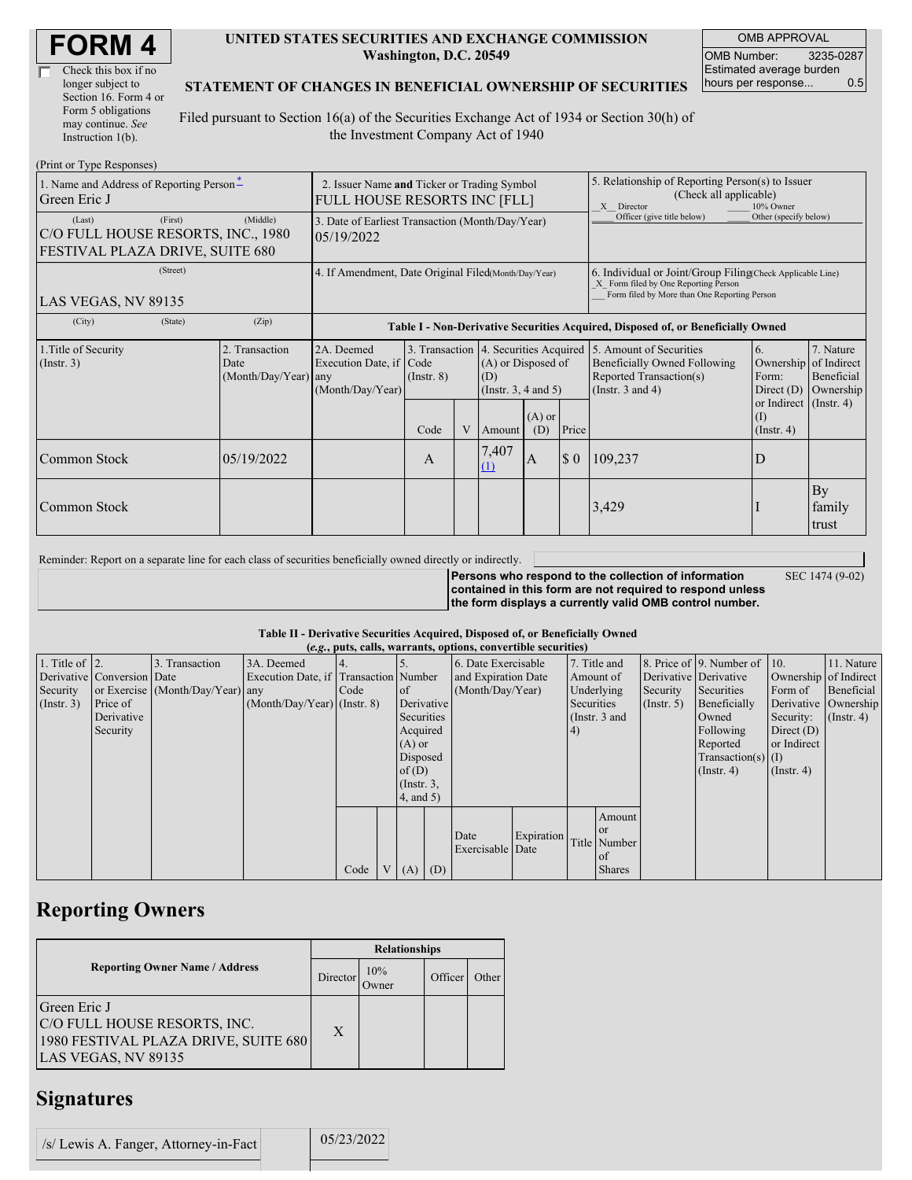# FORM 4

☐ Check this box if no longer subject to Section 16. Form 4 or Form 5 obligations may continue. *See* Instruction 1(b).

**UNITED STATES SECURITIES AND EXCHANGE COMMISSION**
**Washington, D.C. 20549**

**STATEMENT OF CHANGES IN BENEFICIAL OWNERSHIP OF SECURITIES**

Filed pursuant to Section 16(a) of the Securities Exchange Act of 1934 or Section 30(h) of the Investment Company Act of 1940

| OMB APPROVAL | |
|---|---|
| OMB Number: | 3235-0287 |
| Estimated average burden hours per response... | 0.5 |

(Print or Type Responses)

| | | |
|---|---|---|
| 1. Name and Address of Reporting Person* Green Eric J (Last) (First) (Middle) C/O FULL HOUSE RESORTS, INC., 1980 FESTIVAL PLAZA DRIVE, SUITE 680 (Street) LAS VEGAS, NV 89135 (City) (State) (Zip) | 2. Issuer Name **and** Ticker or Trading Symbol FULL HOUSE RESORTS INC [FLL] | 5. Relationship of Reporting Person(s) to Issuer (Check all applicable) _X_ Director ___ 10% Owner ___ Officer (give title below) ___ Other (specify below) |
| | 3. Date of Earliest Transaction (Month/Day/Year) 05/19/2022 | |
| | 4. If Amendment, Date Original Filed (Month/Day/Year) | 6. Individual or Joint/Group Filing (Check Applicable Line) _X_ Form filed by One Reporting Person ___ Form filed by More than One Reporting Person |

**Table I - Non-Derivative Securities Acquired, Disposed of, or Beneficially Owned**

| 1.Title of Security (Instr. 3) | 2. Transaction Date (Month/Day/Year) | 2A. Deemed Execution Date, if any (Month/Day/Year) | 3. Transaction Code (Instr. 8) | | 4. Securities Acquired (A) or Disposed of (D) (Instr. 3, 4 and 5) | | | 5. Amount of Securities Beneficially Owned Following Reported Transaction(s) (Instr. 3 and 4) | 6. Ownership Form: Direct (D) or Indirect (I) (Instr. 4) | 7. Nature of Indirect Beneficial Ownership (Instr. 4) |
|---|---|---|---|---|---|---|---|---|---|---|
| | | | Code | V | Amount | (A) or (D) | Price | | | |
| Common Stock | 05/19/2022 | | A | | 7,407 (1) | A | $ 0 | 109,237 | D | |
| Common Stock | | | | | | | | 3,429 | I | By family trust |

Reminder: Report on a separate line for each class of securities beneficially owned directly or indirectly.

**Persons who respond to the collection of information contained in this form are not required to respond unless the form displays a currently valid OMB control number.** SEC 1474 (9-02)

**Table II - Derivative Securities Acquired, Disposed of, or Beneficially Owned**
***(e.g., puts, calls, warrants, options, convertible securities)***

| 1. Title of Derivative Security (Instr. 3) | 2. Conversion or Exercise Price of Derivative Security | 3. Transaction Date (Month/Day/Year) | 3A. Deemed Execution Date, if any (Month/Day/Year) | 4. Transaction Code (Instr. 8) | | 5. Number of Derivative Securities Acquired (A) or Disposed of (D) (Instr. 3, 4, and 5) | | 6. Date Exercisable and Expiration Date (Month/Day/Year) | | 7. Title and Amount of Underlying Securities (Instr. 3 and 4) | | 8. Price of Derivative Security (Instr. 5) | 9. Number of Derivative Securities Beneficially Owned Following Reported Transaction(s) (Instr. 4) | 10. Ownership Form of Derivative Security: Direct (D) or Indirect (I) (Instr. 4) | 11. Nature of Indirect Beneficial Ownership (Instr. 4) |
|---|---|---|---|---|---|---|---|---|---|---|---|---|---|---|---|
| | | | | Code | V | (A) | (D) | Date Exercisable | Expiration Date | Title | Amount or Number of Shares | | | | |

## Reporting Owners

| Reporting Owner Name / Address | Relationships | | | |
|---|---|---|---|---|
| | Director | 10% Owner | Officer | Other |
| Green Eric J C/O FULL HOUSE RESORTS, INC. 1980 FESTIVAL PLAZA DRIVE, SUITE 680 LAS VEGAS, NV 89135 | X | | | |

## Signatures

| | |
|---|---|
| /s/ Lewis A. Fanger, Attorney-in-Fact | 05/23/2022 |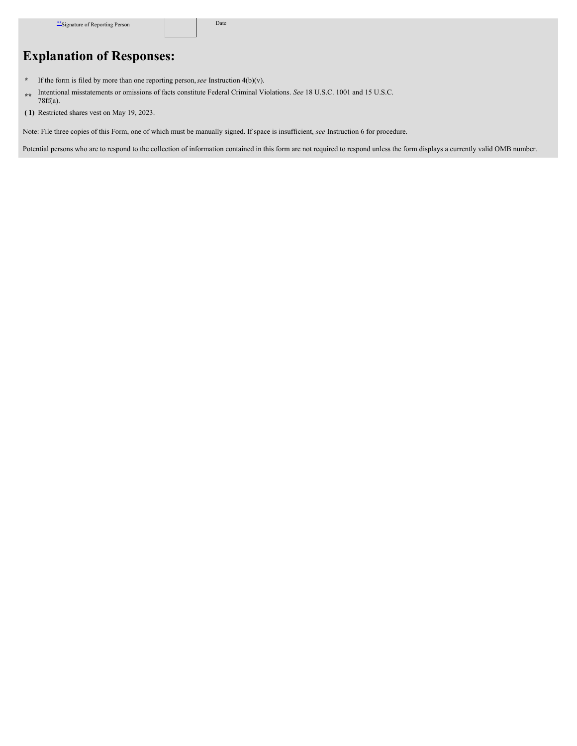| | | |
|---|---|---|
| **Signature of Reporting Person | | Date |

## Explanation of Responses:

* If the form is filed by more than one reporting person, *see* Instruction 4(b)(v).

** Intentional misstatements or omissions of facts constitute Federal Criminal Violations. *See* 18 U.S.C. 1001 and 15 U.S.C. 78ff(a).

**( 1)** Restricted shares vest on May 19, 2023.

Note: File three copies of this Form, one of which must be manually signed. If space is insufficient, *see* Instruction 6 for procedure.

Potential persons who are to respond to the collection of information contained in this form are not required to respond unless the form displays a currently valid OMB number.